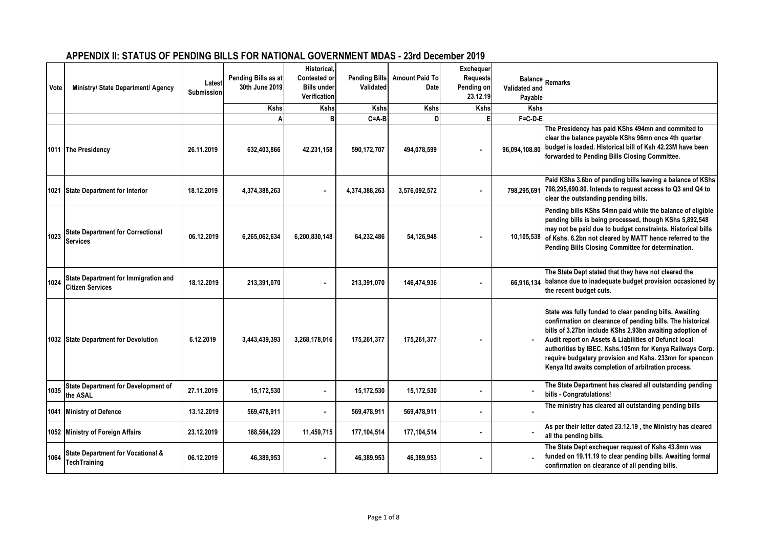## APPENDIX II: STATUS OF PENDING BILLS FOR NATIONAL GOVERNMENT MDAS - 23rd December 2019

| Vote | Ministry/ State Department/ Agency | Latest Submission | Pending Bills as at 30th June 2019 | Historical, Contested or Bills under Verification | Pending Bills Validated | Amount Paid To Date | Exchequer Requests Pending on 23.12.19 | Balance Validated and Payable | Remarks |
|---|---|---|---|---|---|---|---|---|---|
| | | | Kshs | Kshs | Kshs | Kshs | Kshs | Kshs | |
| | | | A | B | C=A-B | D | E | F=C-D-E | |
| 1011 | The Presidency | 26.11.2019 | 632,403,866 | 42,231,158 | 590,172,707 | 494,078,599 | - | 96,094,108.80 | The Presidency has paid KShs 494mn and commited to clear the balance payable KShs 96mn once 4th quarter budget is loaded. Historical bill of Ksh 42.23M have been forwarded to Pending Bills Closing Committee. |
| 1021 | State Department for Interior | 18.12.2019 | 4,374,388,263 | - | 4,374,388,263 | 3,576,092,572 | - | 798,295,691 | Paid KShs 3.6bn of pending bills leaving a balance of KShs 798,295,690.80. Intends to request access to Q3 and Q4 to clear the outstanding pending bills. |
| 1023 | State Department for Correctional Services | 06.12.2019 | 6,265,062,634 | 6,200,830,148 | 64,232,486 | 54,126,948 | - | 10,105,538 | Pending bills KShs 54mn paid while the balance of eligible pending bills is being processed, though KShs 5,892,548 may not be paid due to budget constraints. Historical bills of Kshs. 6.2bn not cleared by MATT hence referred to the Pending Bills Closing Committee for determination. |
| 1024 | State Department for Immigration and Citizen Services | 18.12.2019 | 213,391,070 | - | 213,391,070 | 146,474,936 | - | 66,916,134 | The State Dept stated that they have not cleared the balance due to inadequate budget provision occasioned by the recent budget cuts. |
| 1032 | State Department for Devolution | 6.12.2019 | 3,443,439,393 | 3,268,178,016 | 175,261,377 | 175,261,377 | - | - | State was fully funded to clear pending bills. Awaiting confirmation on clearance of pending bills. The historical bills of 3.27bn include KShs 2.93bn awaiting adoption of Audit report on Assets & Liabilities of Defunct local authorities by IBEC. Kshs.105mn for Kenya Railways Corp. require budgetary provision and Kshs. 233mn for spencon Kenya ltd awaits completion of arbitration process. |
| 1035 | State Department for Development of the ASAL | 27.11.2019 | 15,172,530 | - | 15,172,530 | 15,172,530 | - | - | The State Department has cleared all outstanding pending bills - Congratulations! |
| 1041 | Ministry of Defence | 13.12.2019 | 569,478,911 | - | 569,478,911 | 569,478,911 | - | - | The ministry has cleared all outstanding pending bills |
| 1052 | Ministry of Foreign Affairs | 23.12.2019 | 188,564,229 | 11,459,715 | 177,104,514 | 177,104,514 | - | - | As per their letter dated 23.12.19 , the Ministry has cleared all the pending bills. |
| 1064 | State Department for Vocational & TechTraining | 06.12.2019 | 46,389,953 | - | 46,389,953 | 46,389,953 | - | - | The State Dept exchequer request of Kshs 43.8mn was funded on 19.11.19 to clear pending bills. Awaiting formal confirmation on clearance of all pending bills. |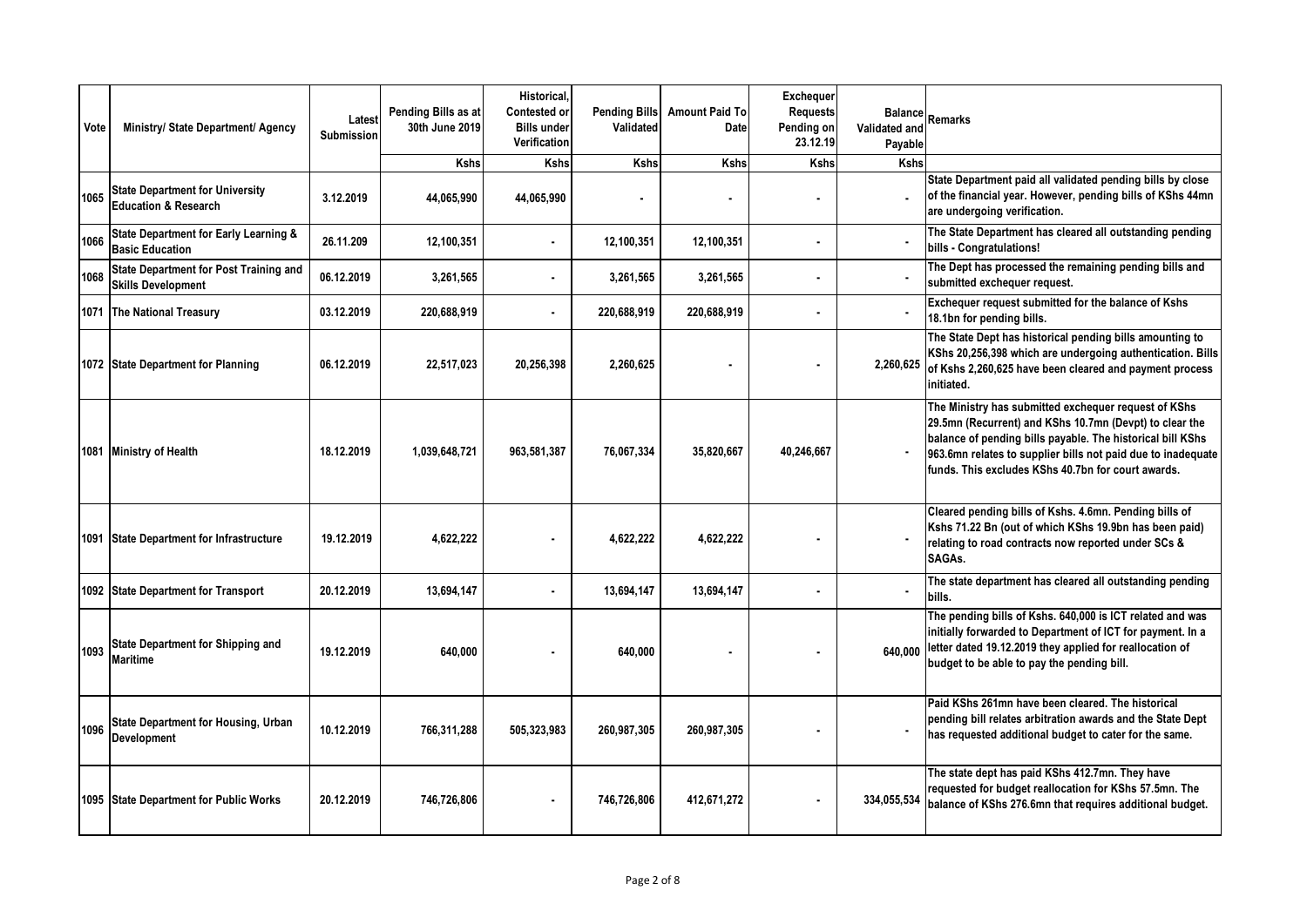| Vote | Ministry/ State Department/ Agency | Latest Submission | Pending Bills as at 30th June 2019 | Historical, Contested or Bills under Verification | Pending Bills Validated | Amount Paid To Date | Exchequer Requests Pending on 23.12.19 | Balance Validated and Payable | Remarks |
|---|---|---|---|---|---|---|---|---|---|
| | | | Kshs | Kshs | Kshs | Kshs | Kshs | Kshs | |
| 1065 | State Department for University Education & Research | 3.12.2019 | 44,065,990 | 44,065,990 | - | - | - | - | State Department paid all validated pending bills by close of the financial year. However, pending bills of KShs 44mn are undergoing verification. |
| 1066 | State Department for Early Learning & Basic Education | 26.11.209 | 12,100,351 | - | 12,100,351 | 12,100,351 | - | - | The State Department has cleared all outstanding pending bills - Congratulations! |
| 1068 | State Department for Post Training and Skills Development | 06.12.2019 | 3,261,565 | - | 3,261,565 | 3,261,565 | - | - | The Dept has processed the remaining pending bills and submitted exchequer request. |
| 1071 | The National Treasury | 03.12.2019 | 220,688,919 | - | 220,688,919 | 220,688,919 | - | - | Exchequer request submitted for the balance of Kshs 18.1bn for pending bills. |
| 1072 | State Department for Planning | 06.12.2019 | 22,517,023 | 20,256,398 | 2,260,625 | - | - | 2,260,625 | The State Dept has historical pending bills amounting to KShs 20,256,398 which are undergoing authentication. Bills of Kshs 2,260,625 have been cleared and payment process initiated. |
| 1081 | Ministry of Health | 18.12.2019 | 1,039,648,721 | 963,581,387 | 76,067,334 | 35,820,667 | 40,246,667 | - | The Ministry has submitted exchequer request of KShs 29.5mn (Recurrent) and KShs 10.7mn (Devpt) to clear the balance of pending bills payable. The historical bill KShs 963.6mn relates to supplier bills not paid due to inadequate funds. This excludes KShs 40.7bn for court awards. |
| 1091 | State Department for Infrastructure | 19.12.2019 | 4,622,222 | - | 4,622,222 | 4,622,222 | - | - | Cleared pending bills of Kshs. 4.6mn. Pending bills of Kshs 71.22 Bn (out of which KShs 19.9bn has been paid) relating to road contracts now reported under SCs & SAGAs. |
| 1092 | State Department for Transport | 20.12.2019 | 13,694,147 | - | 13,694,147 | 13,694,147 | - | - | The state department has cleared all outstanding pending bills. |
| 1093 | State Department for Shipping and Maritime | 19.12.2019 | 640,000 | - | 640,000 | - | - | 640,000 | The pending bills of Kshs. 640,000 is ICT related and was initially forwarded to Department of ICT for payment. In a letter dated 19.12.2019 they applied for reallocation of budget to be able to pay the pending bill. |
| 1096 | State Department for Housing, Urban Development | 10.12.2019 | 766,311,288 | 505,323,983 | 260,987,305 | 260,987,305 | - | - | Paid KShs 261mn have been cleared. The historical pending bill relates arbitration awards and the State Dept has requested additional budget to cater for the same. |
| 1095 | State Department for Public Works | 20.12.2019 | 746,726,806 | - | 746,726,806 | 412,671,272 | - | 334,055,534 | The state dept has paid KShs 412.7mn. They have requested for budget reallocation for KShs 57.5mn. The balance of KShs 276.6mn that requires additional budget. |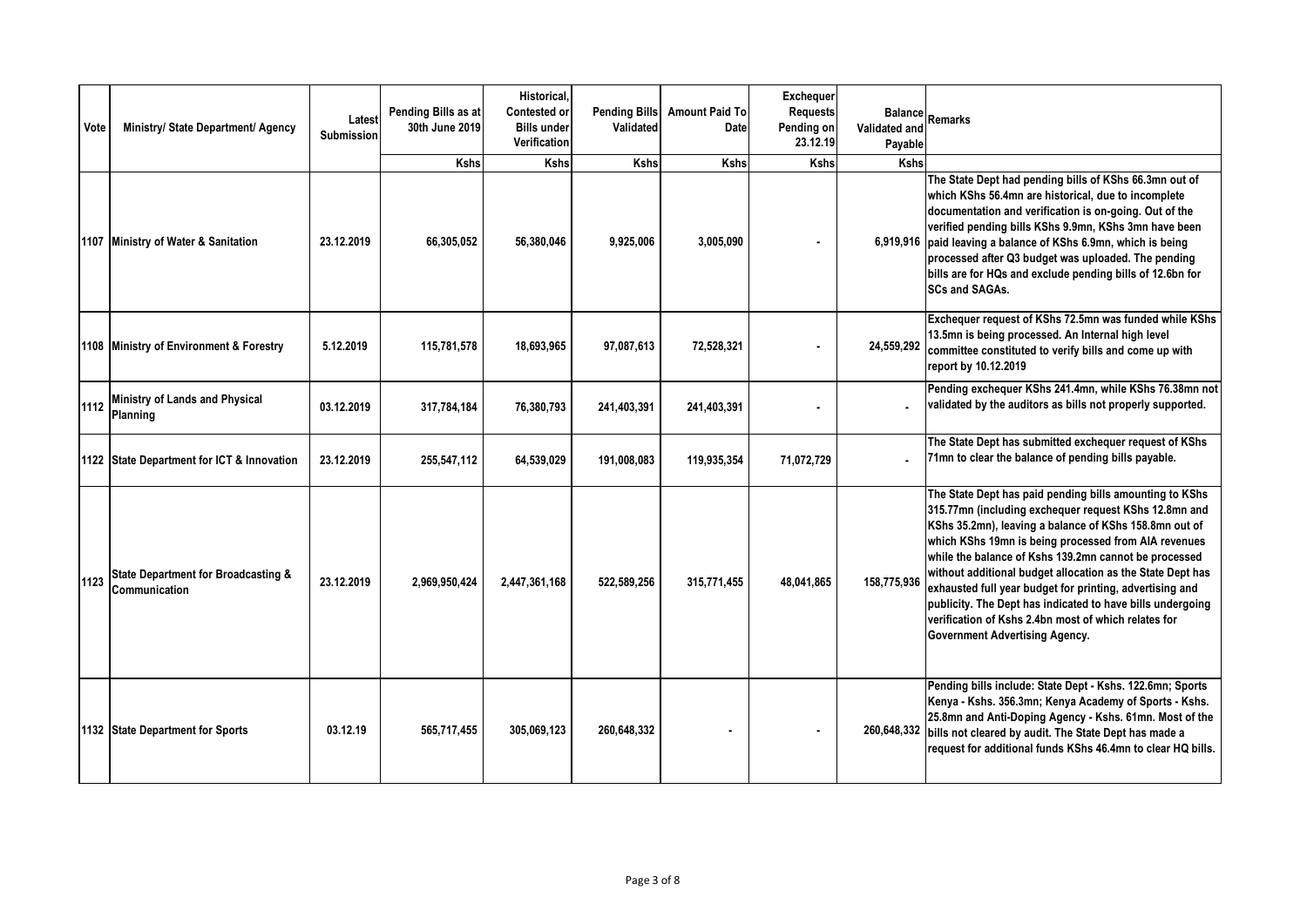| Vote | Ministry/ State Department/ Agency | Latest Submission | Pending Bills as at 30th June 2019 | Historical, Contested or Bills under Verification | Pending Bills Validated | Amount Paid To Date | Exchequer Requests Pending on 23.12.19 | Balance Validated and Payable | Remarks |
|---|---|---|---|---|---|---|---|---|---|
| | | | Kshs | Kshs | Kshs | Kshs | Kshs | Kshs | |
| 1107 | Ministry of Water & Sanitation | 23.12.2019 | 66,305,052 | 56,380,046 | 9,925,006 | 3,005,090 | - | 6,919,916 | The State Dept had pending bills of KShs 66.3mn out of which KShs 56.4mn are historical, due to incomplete documentation and verification is on-going. Out of the verified pending bills KShs 9.9mn, KShs 3mn have been paid leaving a balance of KShs 6.9mn, which is being processed after Q3 budget was uploaded. The pending bills are for HQs and exclude pending bills of 12.6bn for SCs and SAGAs. |
| 1108 | Ministry of Environment & Forestry | 5.12.2019 | 115,781,578 | 18,693,965 | 97,087,613 | 72,528,321 | - | 24,559,292 | Exchequer request of KShs 72.5mn was funded while KShs 13.5mn is being processed. An Internal high level committee constituted to verify bills and come up with report by 10.12.2019 |
| 1112 | Ministry of Lands and Physical Planning | 03.12.2019 | 317,784,184 | 76,380,793 | 241,403,391 | 241,403,391 | - | - | Pending exchequer KShs 241.4mn, while KShs 76.38mn not validated by the auditors as bills not properly supported. |
| 1122 | State Department for ICT & Innovation | 23.12.2019 | 255,547,112 | 64,539,029 | 191,008,083 | 119,935,354 | 71,072,729 | - | The State Dept has submitted exchequer request of KShs 71mn to clear the balance of pending bills payable. |
| 1123 | State Department for Broadcasting & Communication | 23.12.2019 | 2,969,950,424 | 2,447,361,168 | 522,589,256 | 315,771,455 | 48,041,865 | 158,775,936 | The State Dept has paid pending bills amounting to KShs 315.77mn (including exchequer request KShs 12.8mn and KShs 35.2mn), leaving a balance of KShs 158.8mn out of which KShs 19mn is being processed from AIA revenues while the balance of Kshs 139.2mn cannot be processed without additional budget allocation as the State Dept has exhausted full year budget for printing, advertising and publicity. The Dept has indicated to have bills undergoing verification of Kshs 2.4bn most of which relates for Government Advertising Agency. |
| 1132 | State Department for Sports | 03.12.19 | 565,717,455 | 305,069,123 | 260,648,332 | - | - | 260,648,332 | Pending bills include: State Dept - Kshs. 122.6mn; Sports Kenya - Kshs. 356.3mn; Kenya Academy of Sports - Kshs. 25.8mn and Anti-Doping Agency - Kshs. 61mn. Most of the bills not cleared by audit. The State Dept has made a request for additional funds KShs 46.4mn to clear HQ bills. |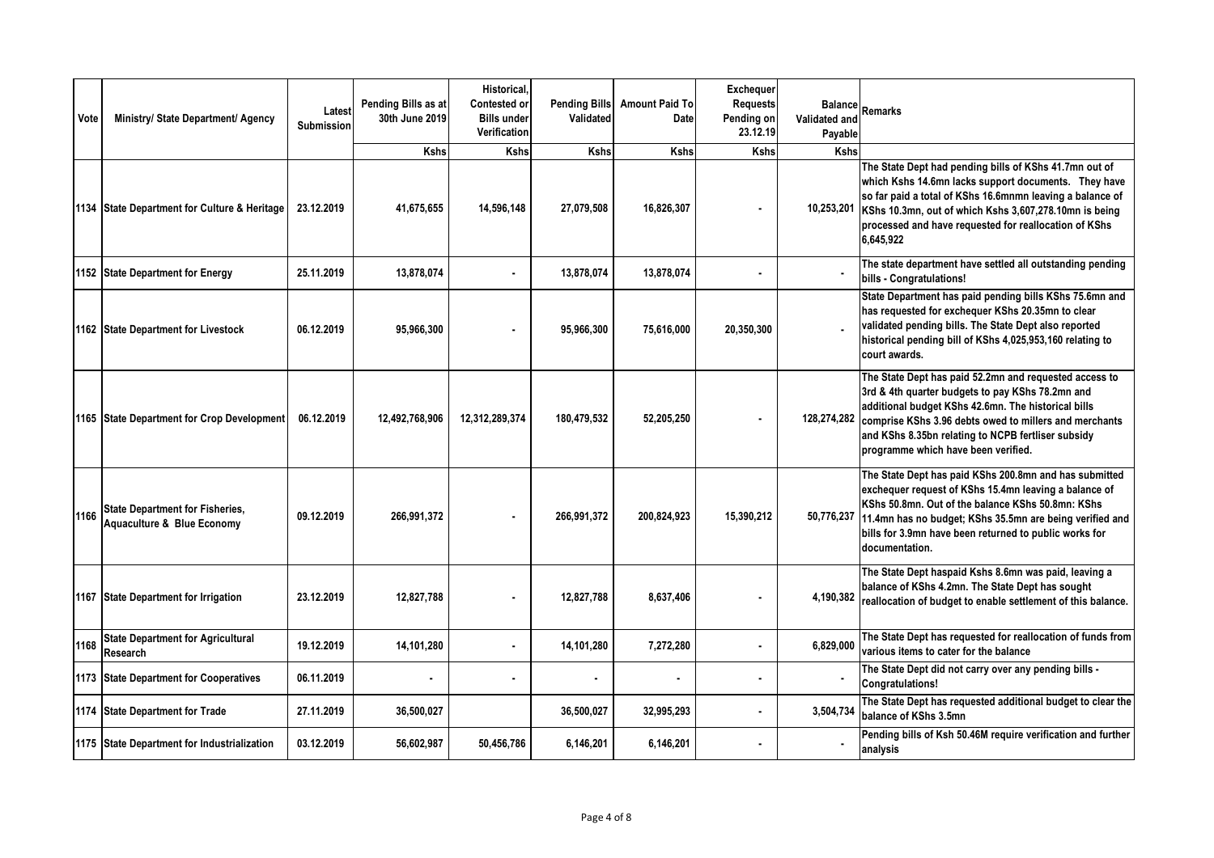| Vote | Ministry/ State Department/ Agency | Latest Submission | Pending Bills as at 30th June 2019 | Historical, Contested or Bills under Verification | Pending Bills Validated | Amount Paid To Date | Exchequer Requests Pending on 23.12.19 | Balance Validated and Payable | Remarks |
|---|---|---|---|---|---|---|---|---|---|
| | | | Kshs | Kshs | Kshs | Kshs | Kshs | Kshs | |
| 1134 | State Department for Culture & Heritage | 23.12.2019 | 41,675,655 | 14,596,148 | 27,079,508 | 16,826,307 | - | 10,253,201 | The State Dept had pending bills of KShs 41.7mn out of which Kshs 14.6mn lacks support documents. They have so far paid a total of KShs 16.6mnmn leaving a balance of KShs 10.3mn, out of which Kshs 3,607,278.10mn is being processed and have requested for reallocation of KShs 6,645,922 |
| 1152 | State Department for Energy | 25.11.2019 | 13,878,074 | - | 13,878,074 | 13,878,074 | - | - | The state department have settled all outstanding pending bills - Congratulations! |
| 1162 | State Department for Livestock | 06.12.2019 | 95,966,300 | - | 95,966,300 | 75,616,000 | 20,350,300 | - | State Department has paid pending bills KShs 75.6mn and has requested for exchequer KShs 20.35mn to clear validated pending bills. The State Dept also reported historical pending bill of KShs 4,025,953,160 relating to court awards. |
| 1165 | State Department for Crop Development | 06.12.2019 | 12,492,768,906 | 12,312,289,374 | 180,479,532 | 52,205,250 | - | 128,274,282 | The State Dept has paid 52.2mn and requested access to 3rd & 4th quarter budgets to pay KShs 78.2mn and additional budget KShs 42.6mn. The historical bills comprise KShs 3.96 debts owed to millers and merchants and KShs 8.35bn relating to NCPB fertliser subsidy programme which have been verified. |
| 1166 | State Department for Fisheries, Aquaculture & Blue Economy | 09.12.2019 | 266,991,372 | - | 266,991,372 | 200,824,923 | 15,390,212 | 50,776,237 | The State Dept has paid KShs 200.8mn and has submitted exchequer request of KShs 15.4mn leaving a balance of KShs 50.8mn. Out of the balance KShs 50.8mn: KShs 11.4mn has no budget; KShs 35.5mn are being verified and bills for 3.9mn have been returned to public works for documentation. |
| 1167 | State Department for Irrigation | 23.12.2019 | 12,827,788 | - | 12,827,788 | 8,637,406 | - | 4,190,382 | The State Dept haspaid Kshs 8.6mn was paid, leaving a balance of KShs 4.2mn. The State Dept has sought reallocation of budget to enable settlement of this balance. |
| 1168 | State Department for Agricultural Research | 19.12.2019 | 14,101,280 | - | 14,101,280 | 7,272,280 | - | 6,829,000 | The State Dept has requested for reallocation of funds from various items to cater for the balance |
| 1173 | State Department for Cooperatives | 06.11.2019 | - | - | - | - | - | - | The State Dept did not carry over any pending bills - Congratulations! |
| 1174 | State Department for Trade | 27.11.2019 | 36,500,027 | | 36,500,027 | 32,995,293 | - | 3,504,734 | The State Dept has requested additional budget to clear the balance of KShs 3.5mn |
| 1175 | State Department for Industrialization | 03.12.2019 | 56,602,987 | 50,456,786 | 6,146,201 | 6,146,201 | - | - | Pending bills of Ksh 50.46M require verification and further analysis |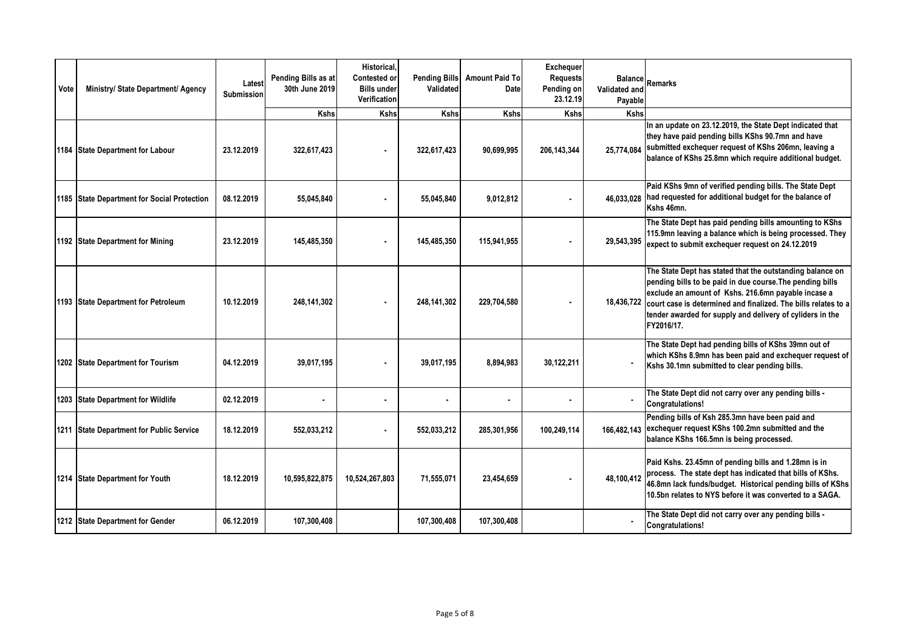| Vote | Ministry/ State Department/ Agency | Latest Submission | Pending Bills as at 30th June 2019 | Historical, Contested or Bills under Verification | Pending Bills Validated | Amount Paid To Date | Exchequer Requests Pending on 23.12.19 | Balance Validated and Payable | Remarks |
|---|---|---|---|---|---|---|---|---|---|
| | | | Kshs | Kshs | Kshs | Kshs | Kshs | Kshs | |
| 1184 | State Department for Labour | 23.12.2019 | 322,617,423 | - | 322,617,423 | 90,699,995 | 206,143,344 | 25,774,084 | In an update on 23.12.2019, the State Dept indicated that they have paid pending bills KShs 90.7mn and have submitted exchequer request of KShs 206mn, leaving a balance of KShs 25.8mn which require additional budget. |
| 1185 | State Department for Social Protection | 08.12.2019 | 55,045,840 | - | 55,045,840 | 9,012,812 | - | 46,033,028 | Paid KShs 9mn of verified pending bills. The State Dept had requested for additional budget for the balance of Kshs 46mn. |
| 1192 | State Department for Mining | 23.12.2019 | 145,485,350 | - | 145,485,350 | 115,941,955 | - | 29,543,395 | The State Dept has paid pending bills amounting to KShs 115.9mn leaving a balance which is being processed. They expect to submit exchequer request on 24.12.2019 |
| 1193 | State Department for Petroleum | 10.12.2019 | 248,141,302 | - | 248,141,302 | 229,704,580 | - | 18,436,722 | The State Dept has stated that the outstanding balance on pending bills to be paid in due course.The pending bills exclude an amount of Kshs. 216.6mn payable incase a court case is determined and finalized. The bills relates to a tender awarded for supply and delivery of cyliders in the FY2016/17. |
| 1202 | State Department for Tourism | 04.12.2019 | 39,017,195 | - | 39,017,195 | 8,894,983 | 30,122,211 | - | The State Dept had pending bills of KShs 39mn out of which KShs 8.9mn has been paid and exchequer request of Kshs 30.1mn submitted to clear pending bills. |
| 1203 | State Department for Wildlife | 02.12.2019 | - | - | - | - | - | - | The State Dept did not carry over any pending bills - Congratulations! |
| 1211 | State Department for Public Service | 18.12.2019 | 552,033,212 | - | 552,033,212 | 285,301,956 | 100,249,114 | 166,482,143 | Pending bills of Ksh 285.3mn have been paid and exchequer request KShs 100.2mn submitted and the balance KShs 166.5mn is being processed. |
| 1214 | State Department for Youth | 18.12.2019 | 10,595,822,875 | 10,524,267,803 | 71,555,071 | 23,454,659 | - | 48,100,412 | Paid Kshs. 23.45mn of pending bills and 1.28mn is in process. The state dept has indicated that bills of KShs. 46.8mn lack funds/budget. Historical pending bills of KShs 10.5bn relates to NYS before it was converted to a SAGA. |
| 1212 | State Department for Gender | 06.12.2019 | 107,300,408 | | 107,300,408 | 107,300,408 | | - | The State Dept did not carry over any pending bills - Congratulations! |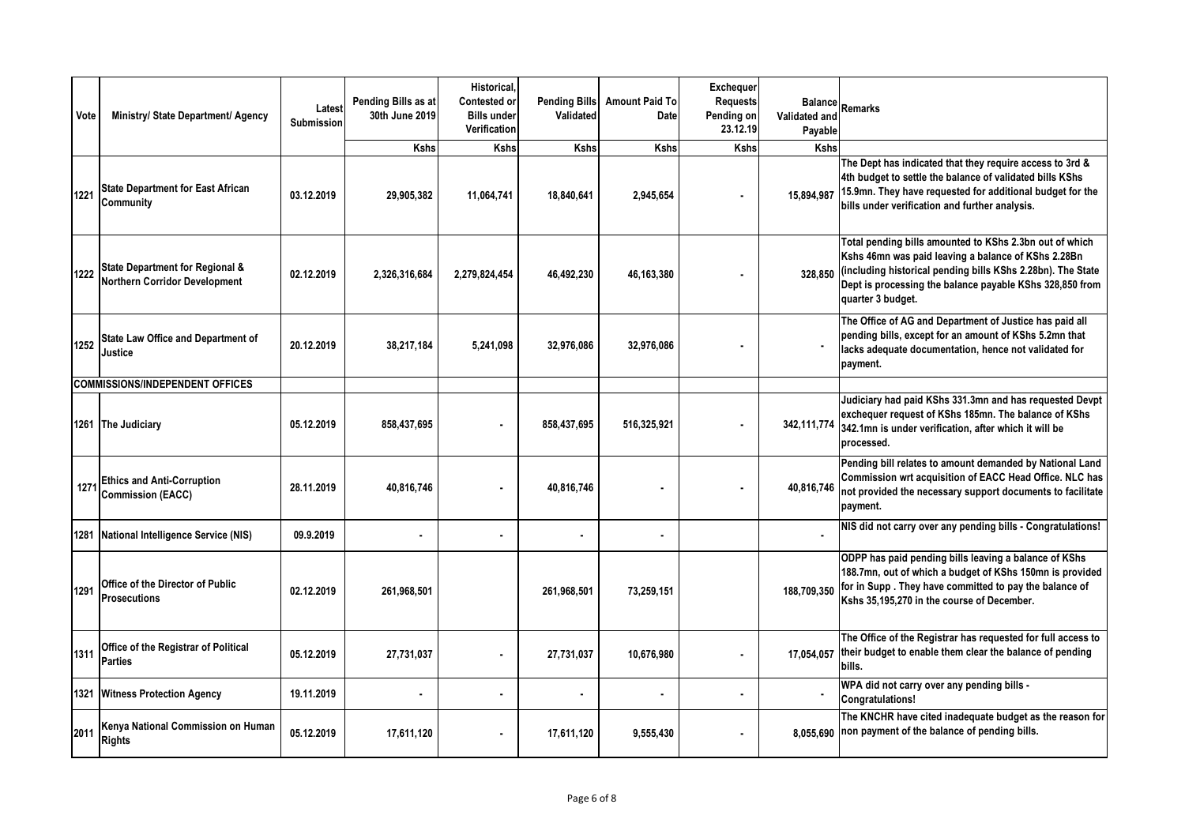| Vote | Ministry/ State Department/ Agency | Latest Submission | Pending Bills as at 30th June 2019 | Historical, Contested or Bills under Verification | Pending Bills Validated | Amount Paid To Date | Exchequer Requests Pending on 23.12.19 | Balance Validated and Payable | Remarks |
|---|---|---|---|---|---|---|---|---|---|
| | | | Kshs | Kshs | Kshs | Kshs | Kshs | Kshs | |
| 1221 | State Department for East African Community | 03.12.2019 | 29,905,382 | 11,064,741 | 18,840,641 | 2,945,654 | - | 15,894,987 | The Dept has indicated that they require access to 3rd & 4th budget to settle the balance of validated bills KShs 15.9mn. They have requested for additional budget for the bills under verification and further analysis. |
| 1222 | State Department for Regional & Northern Corridor Development | 02.12.2019 | 2,326,316,684 | 2,279,824,454 | 46,492,230 | 46,163,380 | - | 328,850 | Total pending bills amounted to KShs 2.3bn out of which Kshs 46mn was paid leaving a balance of KShs 2.28Bn (including historical pending bills KShs 2.28bn). The State Dept is processing the balance payable KShs 328,850 from quarter 3 budget. |
| 1252 | State Law Office and Department of Justice | 20.12.2019 | 38,217,184 | 5,241,098 | 32,976,086 | 32,976,086 | - | - | The Office of AG and Department of Justice has paid all pending bills, except for an amount of KShs 5.2mn that lacks adequate documentation, hence not validated for payment. |
| **COMMISSIONS/INDEPENDENT OFFICES** | | | | | | | | | |
| 1261 | The Judiciary | 05.12.2019 | 858,437,695 | - | 858,437,695 | 516,325,921 | - | 342,111,774 | Judiciary had paid KShs 331.3mn and has requested Devpt exchequer request of KShs 185mn. The balance of KShs 342.1mn is under verification, after which it will be processed. |
| 1271 | Ethics and Anti-Corruption Commission (EACC) | 28.11.2019 | 40,816,746 | - | 40,816,746 | - | - | 40,816,746 | Pending bill relates to amount demanded by National Land Commission wrt acquisition of EACC Head Office. NLC has not provided the necessary support documents to facilitate payment. |
| 1281 | National Intelligence Service (NIS) | 09.9.2019 | - | - | - | - | | - | NIS did not carry over any pending bills - Congratulations! |
| 1291 | Office of the Director of Public Prosecutions | 02.12.2019 | 261,968,501 | | 261,968,501 | 73,259,151 | | 188,709,350 | ODPP has paid pending bills leaving a balance of KShs 188.7mn, out of which a budget of KShs 150mn is provided for in Supp . They have committed to pay the balance of Kshs 35,195,270 in the course of December. |
| 1311 | Office of the Registrar of Political Parties | 05.12.2019 | 27,731,037 | - | 27,731,037 | 10,676,980 | - | 17,054,057 | The Office of the Registrar has requested for full access to their budget to enable them clear the balance of pending bills. |
| 1321 | Witness Protection Agency | 19.11.2019 | - | - | - | - | - | - | WPA did not carry over any pending bills - Congratulations! |
| 2011 | Kenya National Commission on Human Rights | 05.12.2019 | 17,611,120 | - | 17,611,120 | 9,555,430 | - | 8,055,690 | The KNCHR have cited inadequate budget as the reason for non payment of the balance of pending bills. |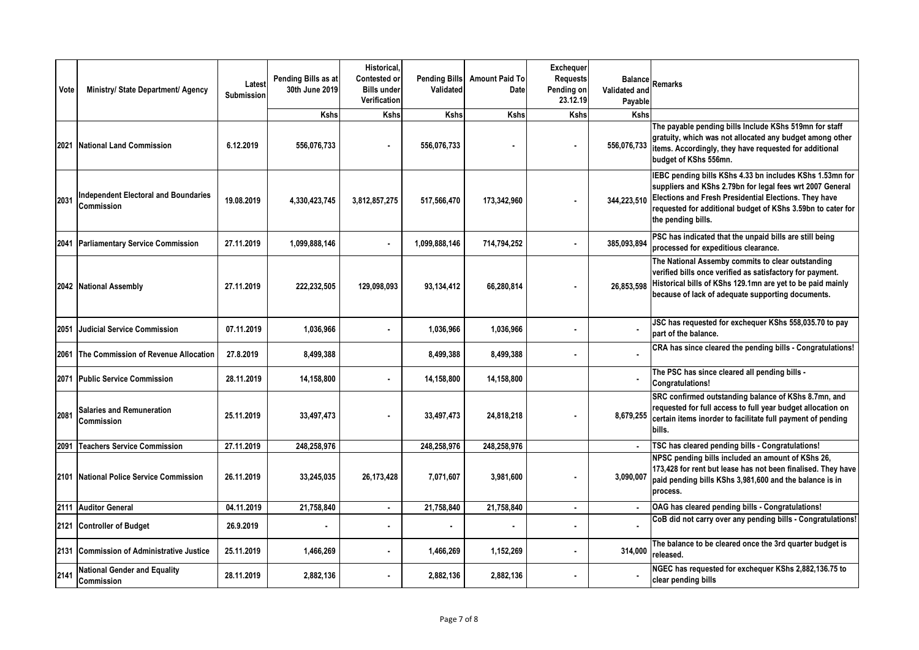| Vote | Ministry/ State Department/ Agency | Latest Submission | Pending Bills as at 30th June 2019 | Historical, Contested or Bills under Verification | Pending Bills Validated | Amount Paid To Date | Exchequer Requests Pending on 23.12.19 | Balance Validated and Payable | Remarks |
|---|---|---|---|---|---|---|---|---|---|
| | | | Kshs | Kshs | Kshs | Kshs | Kshs | Kshs | |
| 2021 | National Land Commission | 6.12.2019 | 556,076,733 | - | 556,076,733 | - | - | 556,076,733 | The payable pending bills Include KShs 519mn for staff gratuity, which was not allocated any budget among other items. Accordingly, they have requested for additional budget of KShs 556mn. |
| 2031 | Independent Electoral and Boundaries Commission | 19.08.2019 | 4,330,423,745 | 3,812,857,275 | 517,566,470 | 173,342,960 | - | 344,223,510 | IEBC pending bills KShs 4.33 bn includes KShs 1.53mn for suppliers and KShs 2.79bn for legal fees wrt 2007 General Elections and Fresh Presidential Elections. They have requested for additional budget of KShs 3.59bn to cater for the pending bills. |
| 2041 | Parliamentary Service Commission | 27.11.2019 | 1,099,888,146 | - | 1,099,888,146 | 714,794,252 | - | 385,093,894 | PSC has indicated that the unpaid bills are still being processed for expeditious clearance. |
| 2042 | National Assembly | 27.11.2019 | 222,232,505 | 129,098,093 | 93,134,412 | 66,280,814 | - | 26,853,598 | The National Assemby commits to clear outstanding verified bills once verified as satisfactory for payment. Historical bills of KShs 129.1mn are yet to be paid mainly because of lack of adequate supporting documents. |
| 2051 | Judicial Service Commission | 07.11.2019 | 1,036,966 | - | 1,036,966 | 1,036,966 | - | - | JSC has requested for exchequer KShs 558,035.70 to pay part of the balance. |
| 2061 | The Commission of Revenue Allocation | 27.8.2019 | 8,499,388 | | 8,499,388 | 8,499,388 | - | - | CRA has since cleared the pending bills - Congratulations! |
| 2071 | Public Service Commission | 28.11.2019 | 14,158,800 | - | 14,158,800 | 14,158,800 | | - | The PSC has since cleared all pending bills - Congratulations! |
| 2081 | Salaries and Remuneration Commission | 25.11.2019 | 33,497,473 | - | 33,497,473 | 24,818,218 | - | 8,679,255 | SRC confirmed outstanding balance of KShs 8.7mn, and requested for full access to full year budget allocation on certain items inorder to facilitate full payment of pending bills. |
| 2091 | Teachers Service Commission | 27.11.2019 | 248,258,976 | | 248,258,976 | 248,258,976 | | - | TSC has cleared pending bills - Congratulations! |
| 2101 | National Police Service Commission | 26.11.2019 | 33,245,035 | 26,173,428 | 7,071,607 | 3,981,600 | - | 3,090,007 | NPSC pending bills included an amount of KShs 26, 173,428 for rent but lease has not been finalised. They have paid pending bills KShs 3,981,600 and the balance is in process. |
| 2111 | Auditor General | 04.11.2019 | 21,758,840 | - | 21,758,840 | 21,758,840 | - | - | OAG has cleared pending bills - Congratulations! |
| 2121 | Controller of Budget | 26.9.2019 | - | - | - | - | - | - | CoB did not carry over any pending bills - Congratulations! |
| 2131 | Commission of Administrative Justice | 25.11.2019 | 1,466,269 | - | 1,466,269 | 1,152,269 | - | 314,000 | The balance to be cleared once the 3rd quarter budget is released. |
| 2141 | National Gender and Equality Commission | 28.11.2019 | 2,882,136 | - | 2,882,136 | 2,882,136 | - | - | NGEC has requested for exchequer KShs 2,882,136.75 to clear pending bills |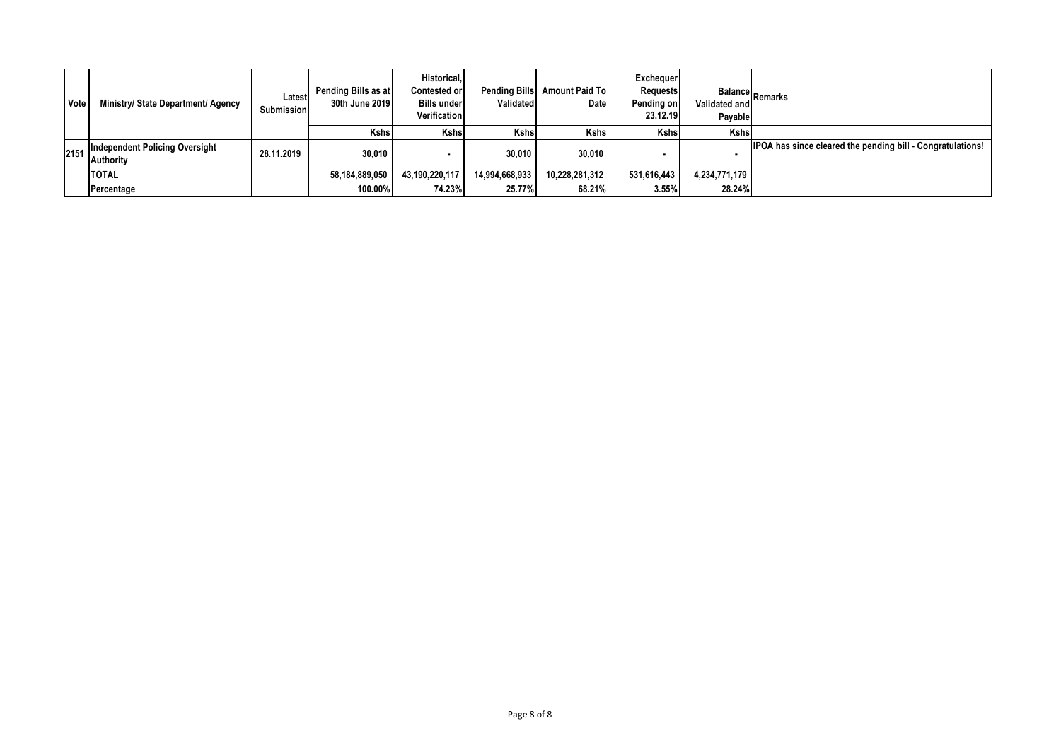| Vote | Ministry/ State Department/ Agency | Latest Submission | Pending Bills as at 30th June 2019 | Historical, Contested or Bills under Verification | Pending Bills Validated | Amount Paid To Date | Exchequer Requests Pending on 23.12.19 | Balance Validated and Payable | Remarks |
|---|---|---|---|---|---|---|---|---|---|
| | | | Kshs | Kshs | Kshs | Kshs | Kshs | Kshs | |
| 2151 | Independent Policing Oversight Authority | 28.11.2019 | 30,010 | - | 30,010 | 30,010 | - | - | IPOA has since cleared the pending bill - Congratulations! |
| | TOTAL | | 58,184,889,050 | 43,190,220,117 | 14,994,668,933 | 10,228,281,312 | 531,616,443 | 4,234,771,179 | |
| | Percentage | | 100.00% | 74.23% | 25.77% | 68.21% | 3.55% | 28.24% | |